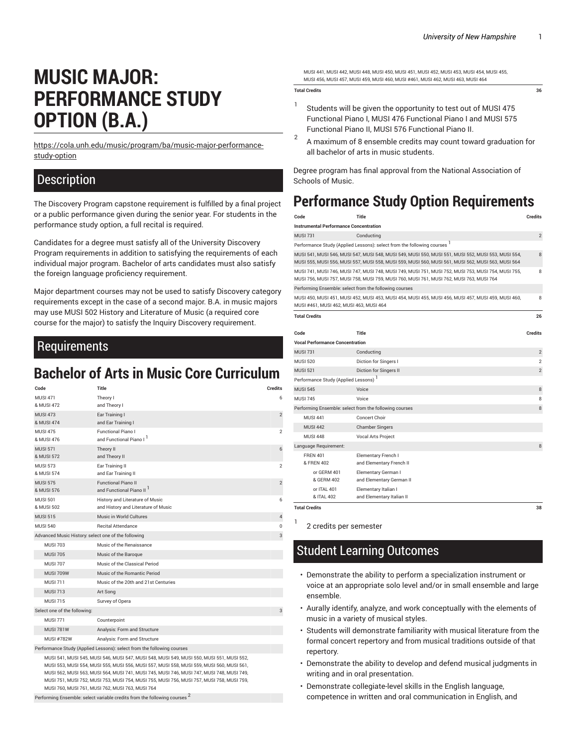# MUSIC MAJOR: PERFORMANCE STUDY OPTION (B.A.)

https://cola.unh.edu/music/program/ba/music-major-performance-study-option

## Description

The Discovery Program capstone requirement is fulfilled by a final project or a public performance given during the senior year. For students in the performance study option, a full recital is required.

Candidates for a degree must satisfy all of the University Discovery Program requirements in addition to satisfying the requirements of each individual major program. Bachelor of arts candidates must also satisfy the foreign language proficiency requirement.

Major department courses may not be used to satisfy Discovery category requirements except in the case of a second major. B.A. in music majors may use MUSI 502 History and Literature of Music (a required core course for the major) to satisfy the Inquiry Discovery requirement.

## Requirements

## Bachelor of Arts in Music Core Curriculum

| Code | Title | Credits |
|---|---|---|
| MUSI 471<br>& MUSI 472 | Theory I<br>and Theory I | 6 |
| MUSI 473<br>& MUSI 474 | Ear Training I<br>and Ear Training I | 2 |
| MUSI 475<br>& MUSI 476 | Functional Piano I<br>and Functional Piano I [1] | 2 |
| MUSI 571<br>& MUSI 572 | Theory II<br>and Theory II | 6 |
| MUSI 573<br>& MUSI 574 | Ear Training II<br>and Ear Training II | 2 |
| MUSI 575<br>& MUSI 576 | Functional Piano II<br>and Functional Piano II [1] | 2 |
| MUSI 501<br>& MUSI 502 | History and Literature of Music<br>and History and Literature of Music | 6 |
| MUSI 515 | Music in World Cultures | 4 |
| MUSI 540 | Recital Attendance | 0 |
| Advanced Music History: select one of the following | | 3 |
| MUSI 703 | Music of the Renaissance | |
| MUSI 705 | Music of the Baroque | |
| MUSI 707 | Music of the Classical Period | |
| MUSI 709W | Music of the Romantic Period | |
| MUSI 711 | Music of the 20th and 21st Centuries | |
| MUSI 713 | Art Song | |
| MUSI 715 | Survey of Opera | |
| Select one of the following: | | 3 |
| MUSI 771 | Counterpoint | |
| MUSI 781W | Analysis: Form and Structure | |
| MUSI #782W | Analysis: Form and Structure | |
| Performance Study (Applied Lessons): select from the following courses | | |
| MUSI 541, MUSI 545, MUSI 546, MUSI 547, MUSI 548, MUSI 549, MUSI 550, MUSI 551, MUSI 552, MUSI 553, MUSI 554, MUSI 555, MUSI 556, MUSI 557, MUSI 558, MUSI 559, MUSI 560, MUSI 561, MUSI 562, MUSI 563, MUSI 564, MUSI 741, MUSI 745, MUSI 746, MUSI 747, MUSI 748, MUSI 749, MUSI 751, MUSI 752, MUSI 753, MUSI 754, MUSI 755, MUSI 756, MUSI 757, MUSI 758, MUSI 759, MUSI 760, MUSI 761, MUSI 762, MUSI 763, MUSI 764 | | |
| Performing Ensemble: select variable credits from the following courses [2] | | |
| MUSI 441, MUSI 442, MUSI 448, MUSI 450, MUSI 451, MUSI 452, MUSI 453, MUSI 454, MUSI 455, MUSI 456, MUSI 457, MUSI 459, MUSI 460, MUSI #461, MUSI 462, MUSI 463, MUSI 464 | | |
| **Total Credits** | | **36** |

1. Students will be given the opportunity to test out of MUSI 475 Functional Piano I, MUSI 476 Functional Piano I and MUSI 575 Functional Piano II, MUSI 576 Functional Piano II.
2. A maximum of 8 ensemble credits may count toward graduation for all bachelor of arts in music students.

Degree program has final approval from the National Association of Schools of Music.

## Performance Study Option Requirements

| Code | Title | Credits |
|---|---|---|
| **Instrumental Performance Concentration** | | |
| MUSI 731 | Conducting | 2 |
| Performance Study (Applied Lessons): select from the following courses [1] | | |
| MUSI 541, MUSI 546, MUSI 547, MUSI 548, MUSI 549, MUSI 550, MUSI 551, MUSI 552, MUSI 553, MUSI 554, MUSI 555, MUSI 556, MUSI 557, MUSI 558, MUSI 559, MUSI 560, MUSI 561, MUSI 562, MUSI 563, MUSI 564 | | 8 |
| MUSI 741, MUSI 746, MUSI 747, MUSI 748, MUSI 749, MUSI 751, MUSI 752, MUSI 753, MUSI 754, MUSI 755, MUSI 756, MUSI 757, MUSI 758, MUSI 759, MUSI 760, MUSI 761, MUSI 762, MUSI 763, MUSI 764 | | 8 |
| Performing Ensemble: select from the following courses | | |
| MUSI 450, MUSI 451, MUSI 452, MUSI 453, MUSI 454, MUSI 455, MUSI 456, MUSI 457, MUSI 459, MUSI 460, MUSI #461, MUSI 462, MUSI 463, MUSI 464 | | 8 |
| **Total Credits** | | **26** |

| Code | Title | Credits |
|---|---|---|
| **Vocal Performance Concentration** | | |
| MUSI 731 | Conducting | 2 |
| MUSI 520 | Diction for Singers I | 2 |
| MUSI 521 | Diction for Singers II | 2 |
| Performance Study (Applied Lessons) [1] | | |
| MUSI 545 | Voice | 8 |
| MUSI 745 | Voice | 8 |
| Performing Ensemble: select from the following courses | | 8 |
| MUSI 441 | Concert Choir | |
| MUSI 442 | Chamber Singers | |
| MUSI 448 | Vocal Arts Project | |
| Language Requirement: | | 8 |
| FREN 401<br>& FREN 402 | Elementary French I<br>and Elementary French II | |
| or GERM 401<br>& GERM 402 | Elementary German I<br>and Elementary German II | |
| or ITAL 401<br>& ITAL 402 | Elementary Italian I<br>and Elementary Italian II | |
| **Total Credits** | | **38** |

1. 2 credits per semester

## Student Learning Outcomes

- Demonstrate the ability to perform a specialization instrument or voice at an appropriate solo level and/or in small ensemble and large ensemble.
- Aurally identify, analyze, and work conceptually with the elements of music in a variety of musical styles.
- Students will demonstrate familiarity with musical literature from the formal concert repertory and from musical traditions outside of that repertory.
- Demonstrate the ability to develop and defend musical judgments in writing and in oral presentation.
- Demonstrate collegiate-level skills in the English language, competence in written and oral communication in English, and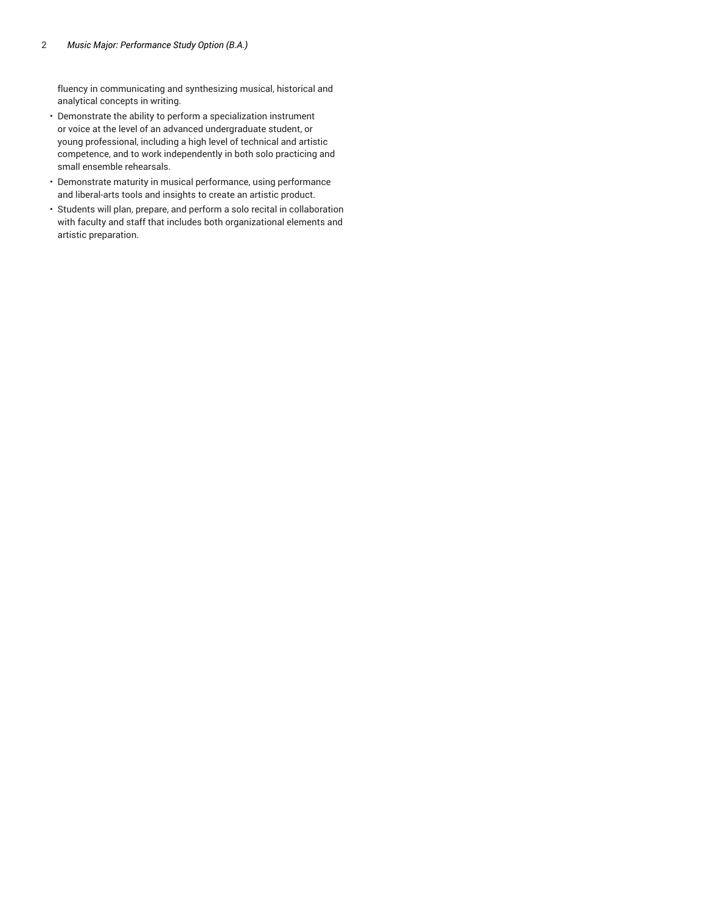fluency in communicating and synthesizing musical, historical and analytical concepts in writing.

- Demonstrate the ability to perform a specialization instrument or voice at the level of an advanced undergraduate student, or young professional, including a high level of technical and artistic competence, and to work independently in both solo practicing and small ensemble rehearsals.
- Demonstrate maturity in musical performance, using performance and liberal-arts tools and insights to create an artistic product.
- Students will plan, prepare, and perform a solo recital in collaboration with faculty and staff that includes both organizational elements and artistic preparation.